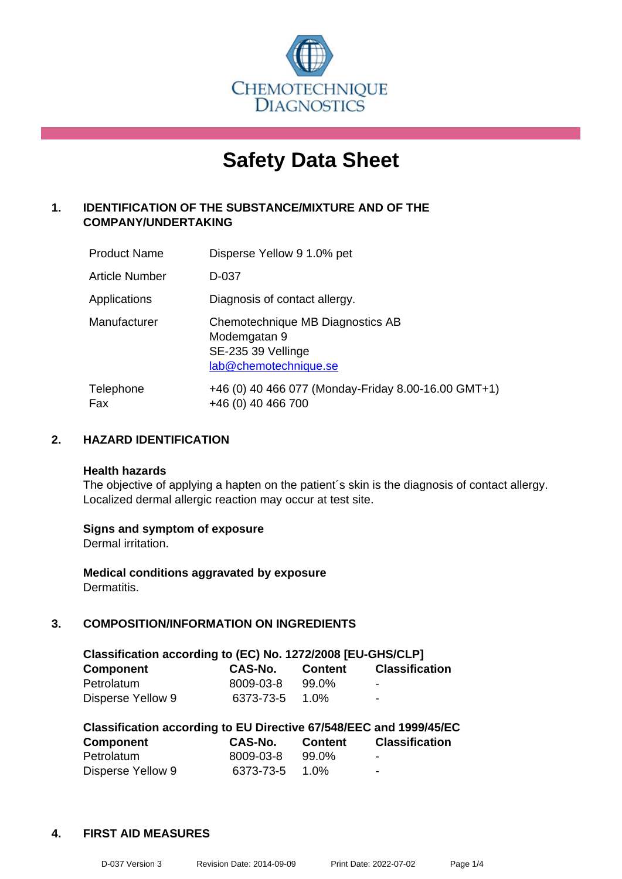CHEMOTECHNIQUE DIAGNOSTICS

# Safety Data Sheet

## 1. IDENTIFICATION OF THE SUBSTANCE/MIXTURE AND OF THE COMPANY/UNDERTAKING

| | |
|---|---|
| Product Name | Disperse Yellow 9 1.0% pet |
| Article Number | D-037 |
| Applications | Diagnosis of contact allergy. |
| Manufacturer | Chemotechnique MB Diagnostics AB<br>Modemgatan 9<br>SE-235 39 Vellinge<br>lab@chemotechnique.se |
| Telephone<br>Fax | +46 (0) 40 466 077 (Monday-Friday 8.00-16.00 GMT+1)<br>+46 (0) 40 466 700 |

## 2. HAZARD IDENTIFICATION

**Health hazards**
The objective of applying a hapten on the patient´s skin is the diagnosis of contact allergy. Localized dermal allergic reaction may occur at test site.

**Signs and symptom of exposure**
Dermal irritation.

**Medical conditions aggravated by exposure**
Dermatitis.

## 3. COMPOSITION/INFORMATION ON INGREDIENTS

**Classification according to (EC) No. 1272/2008 [EU-GHS/CLP]**

| Component | CAS-No. | Content | Classification |
|---|---|---|---|
| Petrolatum | 8009-03-8 | 99.0% | - |
| Disperse Yellow 9 | 6373-73-5 | 1.0% | - |

**Classification according to EU Directive 67/548/EEC and 1999/45/EC**

| Component | CAS-No. | Content | Classification |
|---|---|---|---|
| Petrolatum | 8009-03-8 | 99.0% | - |
| Disperse Yellow 9 | 6373-73-5 | 1.0% | - |

## 4. FIRST AID MEASURES

D-037 Version 3 Revision Date: 2014-09-09 Print Date: 2022-07-02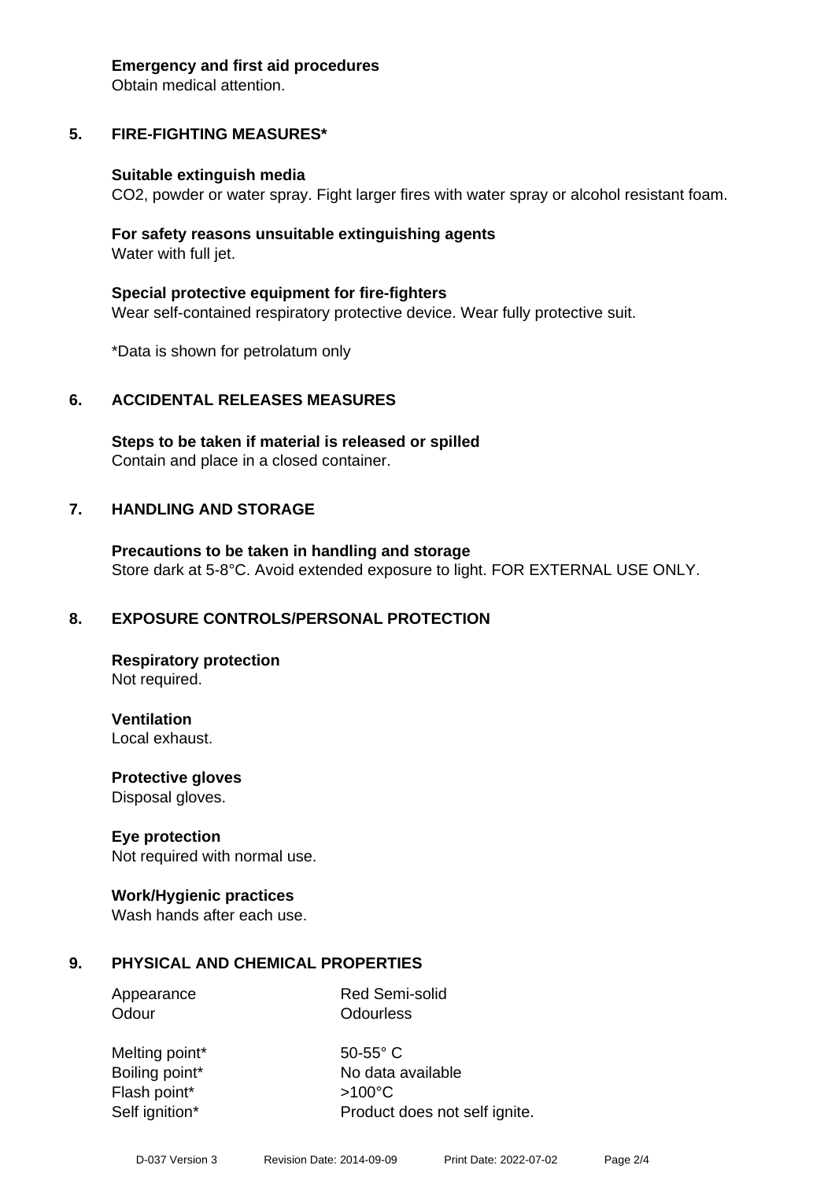**Emergency and first aid procedures**
Obtain medical attention.

## 5. FIRE-FIGHTING MEASURES*

**Suitable extinguish media**
$CO_2$, powder or water spray. Fight larger fires with water spray or alcohol resistant foam.

**For safety reasons unsuitable extinguishing agents**
Water with full jet.

**Special protective equipment for fire-fighters**
Wear self-contained respiratory protective device. Wear fully protective suit.

*Data is shown for petrolatum only

## 6. ACCIDENTAL RELEASES MEASURES

**Steps to be taken if material is released or spilled**
Contain and place in a closed container.

## 7. HANDLING AND STORAGE

**Precautions to be taken in handling and storage**
Store dark at 5-8°C. Avoid extended exposure to light. FOR EXTERNAL USE ONLY.

## 8. EXPOSURE CONTROLS/PERSONAL PROTECTION

**Respiratory protection**
Not required.

**Ventilation**
Local exhaust.

**Protective gloves**
Disposal gloves.

**Eye protection**
Not required with normal use.

**Work/Hygienic practices**
Wash hands after each use.

## 9. PHYSICAL AND CHEMICAL PROPERTIES

| | |
|---|---|
| Appearance | Red Semi-solid |
| Odour | Odourless |
| Melting point* | 50-55° C |
| Boiling point* | No data available |
| Flash point* | >100°C |
| Self ignition* | Product does not self ignite. |

D-037 Version 3 Revision Date: 2014-09-09 Print Date: 2022-07-02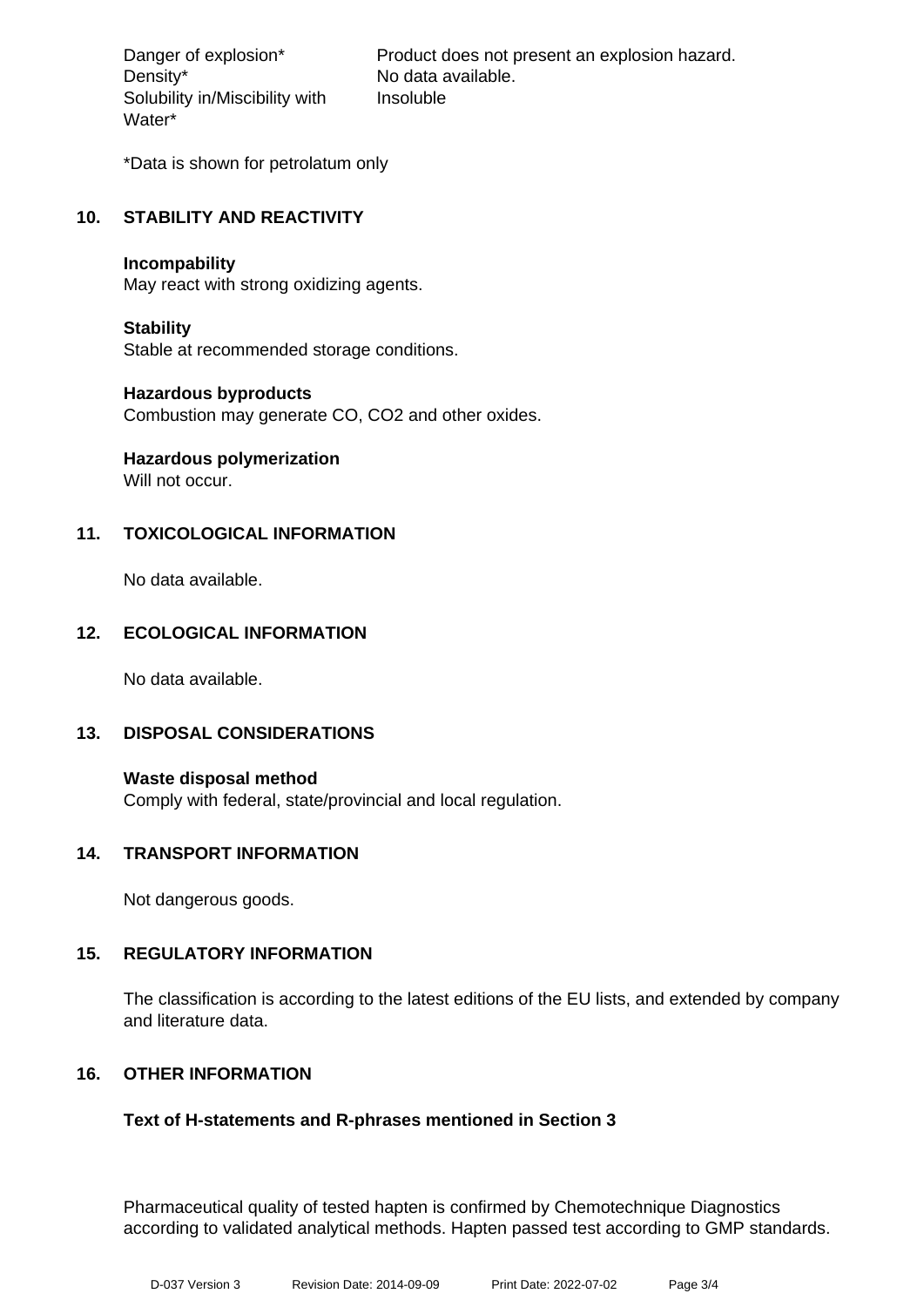| | |
|---|---|
| Danger of explosion* | Product does not present an explosion hazard. |
| Density* | No data available. |
| Solubility in/Miscibility with Water* | Insoluble |

*Data is shown for petrolatum only

## 10. STABILITY AND REACTIVITY

**Incompability**
May react with strong oxidizing agents.

**Stability**
Stable at recommended storage conditions.

**Hazardous byproducts**
Combustion may generate CO, $CO_2$ and other oxides.

**Hazardous polymerization**
Will not occur.

## 11. TOXICOLOGICAL INFORMATION

No data available.

## 12. ECOLOGICAL INFORMATION

No data available.

## 13. DISPOSAL CONSIDERATIONS

**Waste disposal method**
Comply with federal, state/provincial and local regulation.

## 14. TRANSPORT INFORMATION

Not dangerous goods.

## 15. REGULATORY INFORMATION

The classification is according to the latest editions of the EU lists, and extended by company and literature data.

## 16. OTHER INFORMATION

**Text of H-statements and R-phrases mentioned in Section 3**

Pharmaceutical quality of tested hapten is confirmed by Chemotechnique Diagnostics according to validated analytical methods. Hapten passed test according to GMP standards.

D-037 Version 3 Revision Date: 2014-09-09 Print Date: 2022-07-02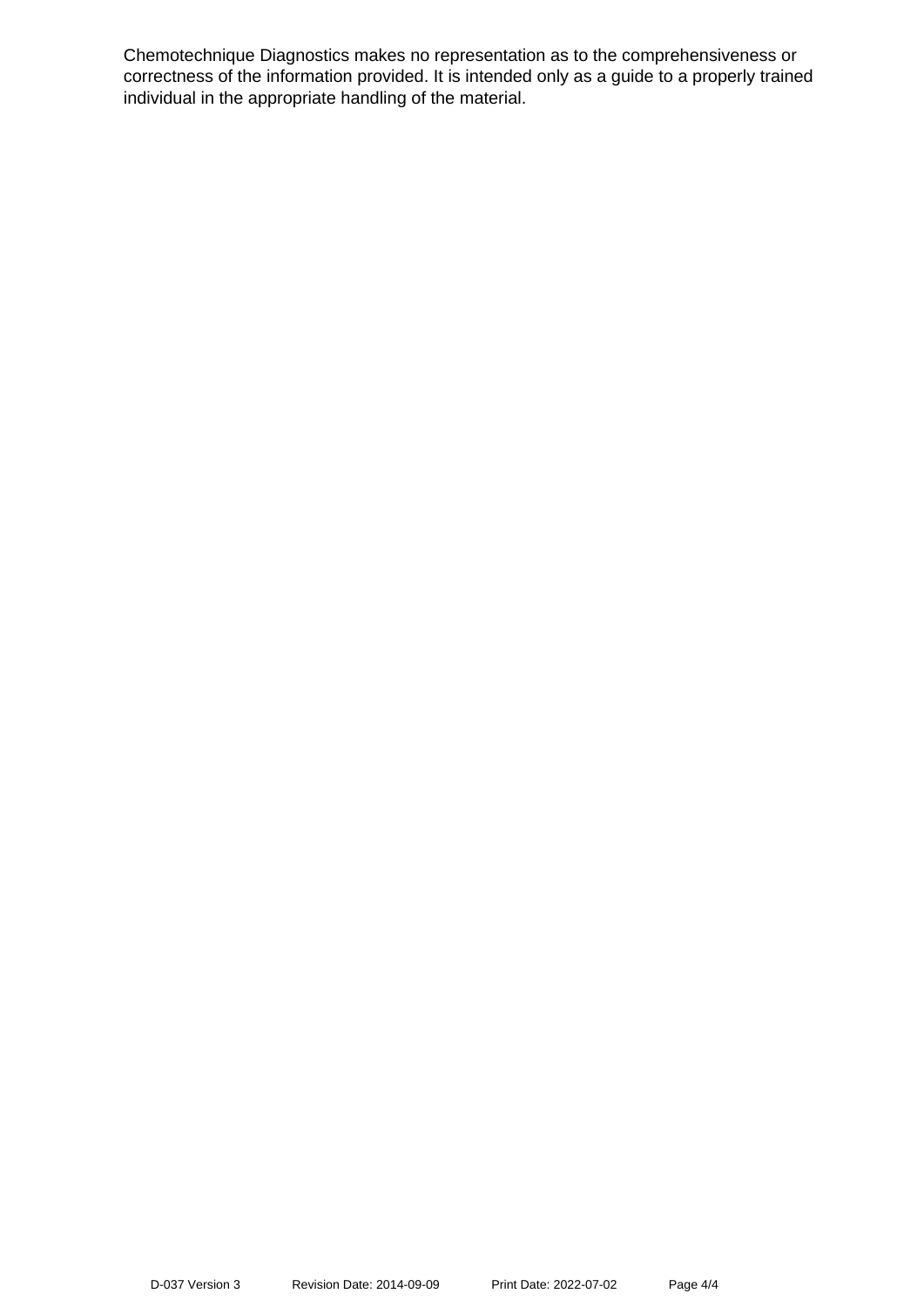Chemotechnique Diagnostics makes no representation as to the comprehensiveness or correctness of the information provided. It is intended only as a guide to a properly trained individual in the appropriate handling of the material.